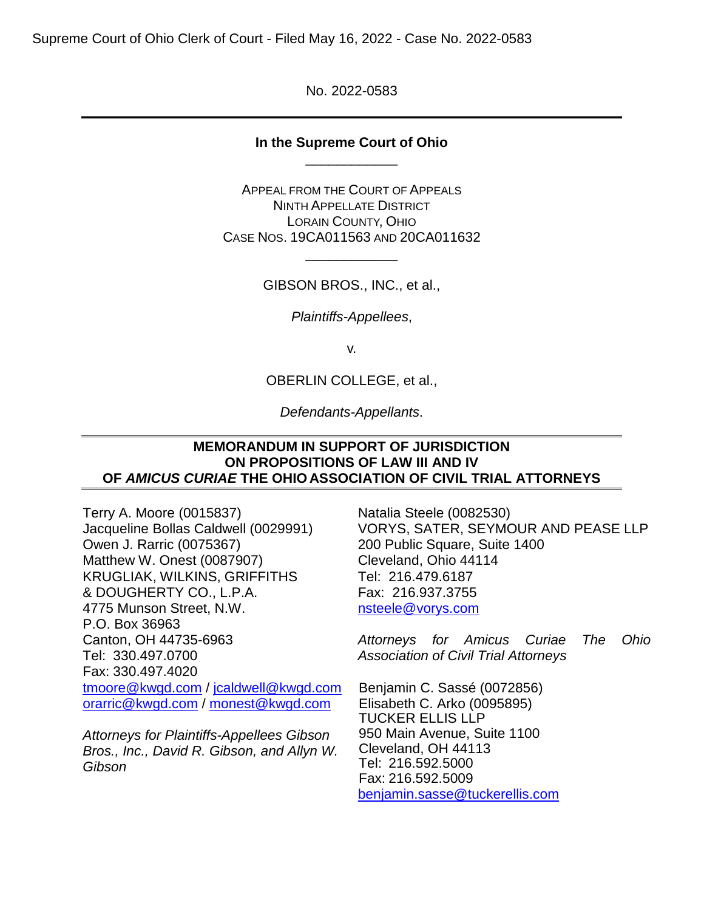Supreme Court of Ohio Clerk of Court - Filed May 16, 2022 - Case No. 2022-0583

No. 2022-0583

---

**In the Supreme Court of Ohio**

APPEAL FROM THE COURT OF APPEALS
NINTH APPELLATE DISTRICT
LORAIN COUNTY, OHIO
CASE NOS. 19CA011563 AND 20CA011632

GIBSON BROS., INC., et al.,

*Plaintiffs-Appellees*,

v.

OBERLIN COLLEGE, et al.,

*Defendants-Appellants*.

---

**MEMORANDUM IN SUPPORT OF JURISDICTION
ON PROPOSITIONS OF LAW III AND IV
OF *AMICUS CURIAE* THE OHIO ASSOCIATION OF CIVIL TRIAL ATTORNEYS**

---

Terry A. Moore (0015837)
Jacqueline Bollas Caldwell (0029991)
Owen J. Rarric (0075367)
Matthew W. Onest (0087907)
KRUGLIAK, WILKINS, GRIFFITHS & DOUGHERTY CO., L.P.A.
4775 Munson Street, N.W.
P.O. Box 36963
Canton, OH 44735-6963
Tel: 330.497.0700
Fax: 330.497.4020
tmoore@kwgd.com / jcaldwell@kwgd.com
orarric@kwgd.com / monest@kwgd.com

*Attorneys for Plaintiffs-Appellees Gibson Bros., Inc., David R. Gibson, and Allyn W. Gibson*

Natalia Steele (0082530)
VORYS, SATER, SEYMOUR AND PEASE LLP
200 Public Square, Suite 1400
Cleveland, Ohio 44114
Tel: 216.479.6187
Fax: 216.937.3755
nsteele@vorys.com

*Attorneys for Amicus Curiae The Ohio Association of Civil Trial Attorneys*

Benjamin C. Sassé (0072856)
Elisabeth C. Arko (0095895)
TUCKER ELLIS LLP
950 Main Avenue, Suite 1100
Cleveland, OH 44113
Tel: 216.592.5000
Fax: 216.592.5009
benjamin.sasse@tuckerellis.com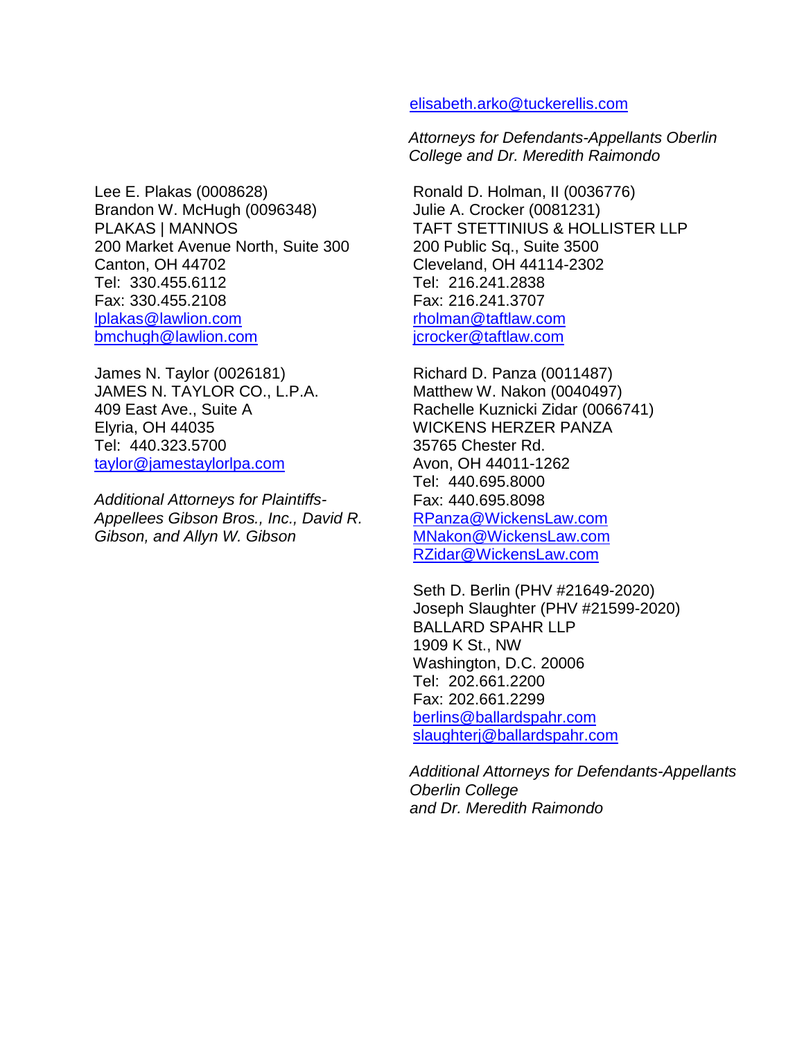elisabeth.arko@tuckerellis.com

*Attorneys for Defendants-Appellants Oberlin College and Dr. Meredith Raimondo*

Lee E. Plakas (0008628)
Brandon W. McHugh (0096348)
PLAKAS | MANNOS
200 Market Avenue North, Suite 300
Canton, OH 44702
Tel: 330.455.6112
Fax: 330.455.2108
lplakas@lawlion.com
bmchugh@lawlion.com

James N. Taylor (0026181)
JAMES N. TAYLOR CO., L.P.A.
409 East Ave., Suite A
Elyria, OH 44035
Tel: 440.323.5700
taylor@jamestaylorlpa.com

*Additional Attorneys for Plaintiffs-Appellees Gibson Bros., Inc., David R. Gibson, and Allyn W. Gibson*

Ronald D. Holman, II (0036776)
Julie A. Crocker (0081231)
TAFT STETTINIUS & HOLLISTER LLP
200 Public Sq., Suite 3500
Cleveland, OH 44114-2302
Tel: 216.241.2838
Fax: 216.241.3707
rholman@taftlaw.com
jcrocker@taftlaw.com

Richard D. Panza (0011487)
Matthew W. Nakon (0040497)
Rachelle Kuznicki Zidar (0066741)
WICKENS HERZER PANZA
35765 Chester Rd.
Avon, OH 44011-1262
Tel: 440.695.8000
Fax: 440.695.8098
RPanza@WickensLaw.com
MNakon@WickensLaw.com
RZidar@WickensLaw.com

Seth D. Berlin (PHV #21649-2020)
Joseph Slaughter (PHV #21599-2020)
BALLARD SPAHR LLP
1909 K St., NW
Washington, D.C. 20006
Tel: 202.661.2200
Fax: 202.661.2299
berlins@ballardspahr.com
slaughterj@ballardspahr.com

*Additional Attorneys for Defendants-Appellants Oberlin College and Dr. Meredith Raimondo*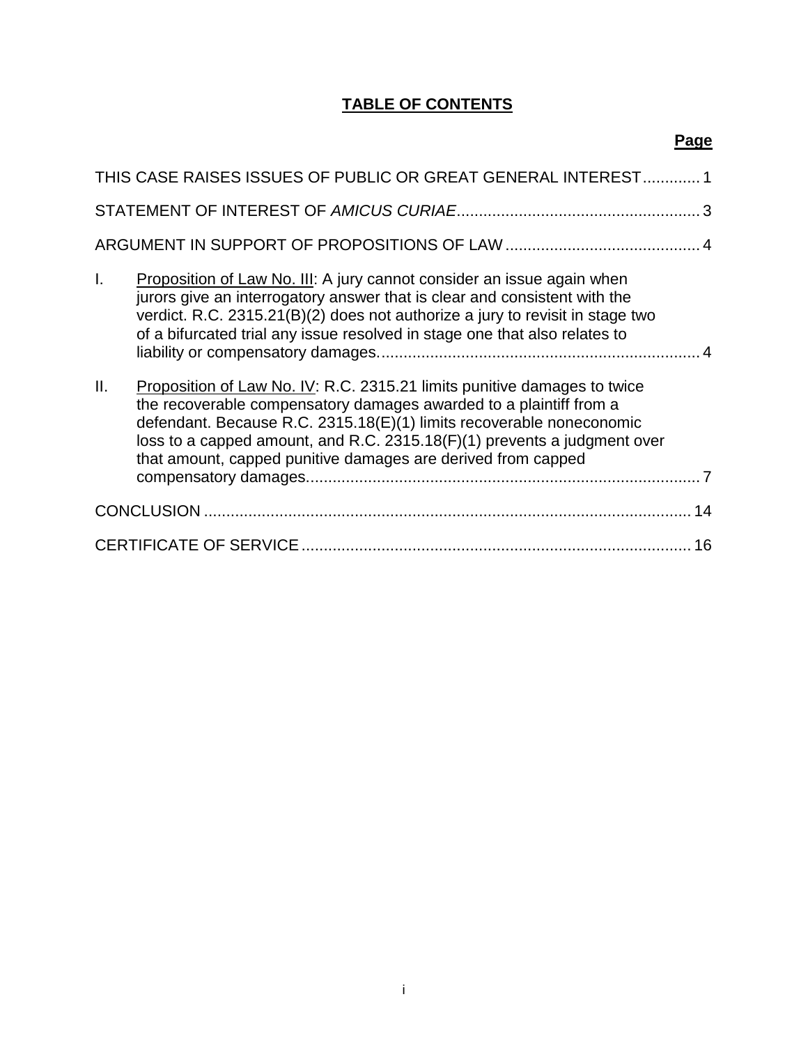# TABLE OF CONTENTS

| | Page |
|---|---|
| THIS CASE RAISES ISSUES OF PUBLIC OR GREAT GENERAL INTEREST | 1 |
| STATEMENT OF INTEREST OF *AMICUS CURIAE* | 3 |
| ARGUMENT IN SUPPORT OF PROPOSITIONS OF LAW | 4 |
| I. Proposition of Law No. III: A jury cannot consider an issue again when jurors give an interrogatory answer that is clear and consistent with the verdict. R.C. 2315.21(B)(2) does not authorize a jury to revisit in stage two of a bifurcated trial any issue resolved in stage one that also relates to liability or compensatory damages. | 4 |
| II. Proposition of Law No. IV: R.C. 2315.21 limits punitive damages to twice the recoverable compensatory damages awarded to a plaintiff from a defendant. Because R.C. 2315.18(E)(1) limits recoverable noneconomic loss to a capped amount, and R.C. 2315.18(F)(1) prevents a judgment over that amount, capped punitive damages are derived from capped compensatory damages. | 7 |
| CONCLUSION | 14 |
| CERTIFICATE OF SERVICE | 16 |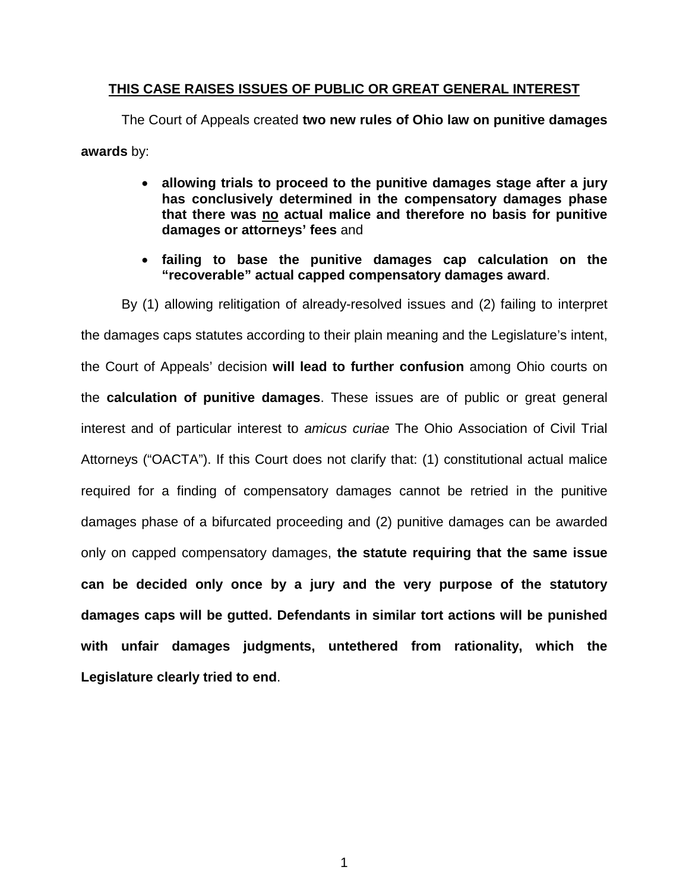## THIS CASE RAISES ISSUES OF PUBLIC OR GREAT GENERAL INTEREST

The Court of Appeals created **two new rules of Ohio law on punitive damages awards** by:

- **allowing trials to proceed to the punitive damages stage after a jury has conclusively determined in the compensatory damages phase that there was no actual malice and therefore no basis for punitive damages or attorneys' fees** and
- **failing to base the punitive damages cap calculation on the "recoverable" actual capped compensatory damages award**.

By (1) allowing relitigation of already-resolved issues and (2) failing to interpret the damages caps statutes according to their plain meaning and the Legislature's intent, the Court of Appeals' decision **will lead to further confusion** among Ohio courts on the **calculation of punitive damages**. These issues are of public or great general interest and of particular interest to *amicus curiae* The Ohio Association of Civil Trial Attorneys ("OACTA"). If this Court does not clarify that: (1) constitutional actual malice required for a finding of compensatory damages cannot be retried in the punitive damages phase of a bifurcated proceeding and (2) punitive damages can be awarded only on capped compensatory damages, **the statute requiring that the same issue can be decided only once by a jury and the very purpose of the statutory damages caps will be gutted. Defendants in similar tort actions will be punished with unfair damages judgments, untethered from rationality, which the Legislature clearly tried to end**.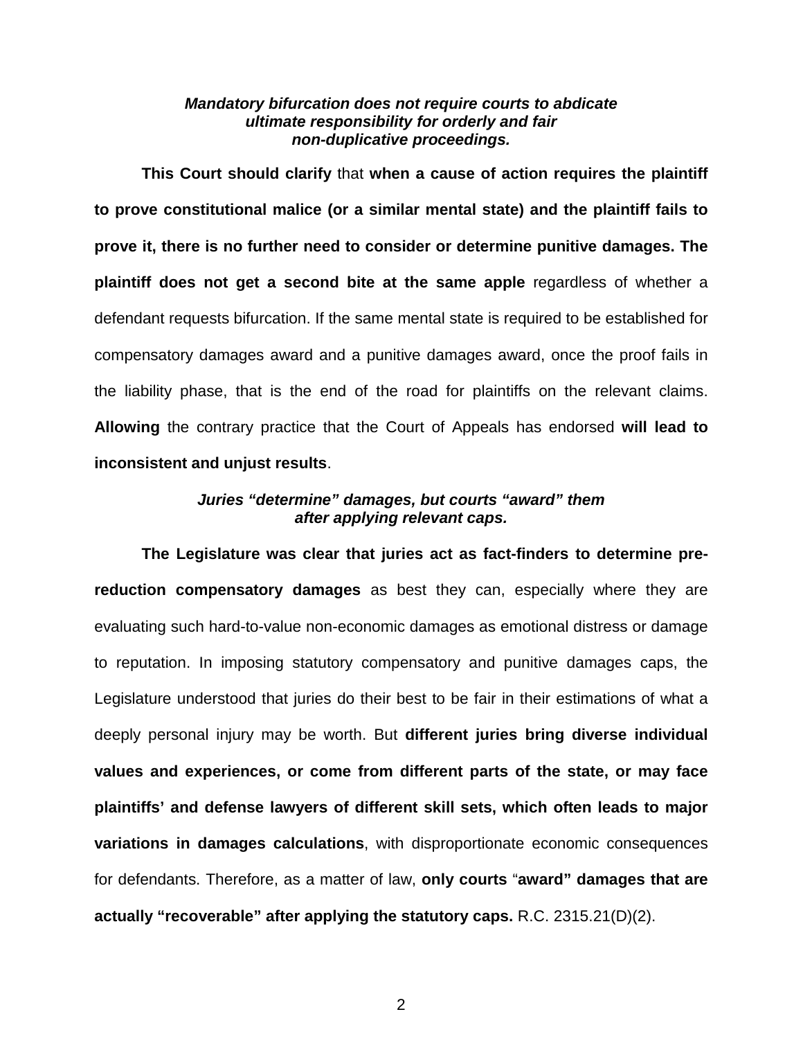### ***Mandatory bifurcation does not require courts to abdicate ultimate responsibility for orderly and fair non-duplicative proceedings.***

**This Court should clarify** that **when a cause of action requires the plaintiff to prove constitutional malice (or a similar mental state) and the plaintiff fails to prove it, there is no further need to consider or determine punitive damages. The plaintiff does not get a second bite at the same apple** regardless of whether a defendant requests bifurcation. If the same mental state is required to be established for compensatory damages award and a punitive damages award, once the proof fails in the liability phase, that is the end of the road for plaintiffs on the relevant claims. **Allowing** the contrary practice that the Court of Appeals has endorsed **will lead to inconsistent and unjust results**.

### ***Juries "determine" damages, but courts "award" them after applying relevant caps.***

**The Legislature was clear that juries act as fact-finders to determine pre-reduction compensatory damages** as best they can, especially where they are evaluating such hard-to-value non-economic damages as emotional distress or damage to reputation. In imposing statutory compensatory and punitive damages caps, the Legislature understood that juries do their best to be fair in their estimations of what a deeply personal injury may be worth. But **different juries bring diverse individual values and experiences, or come from different parts of the state, or may face plaintiffs' and defense lawyers of different skill sets, which often leads to major variations in damages calculations**, with disproportionate economic consequences for defendants. Therefore, as a matter of law, **only courts** "**award" damages that are actually "recoverable" after applying the statutory caps.** R.C. 2315.21(D)(2).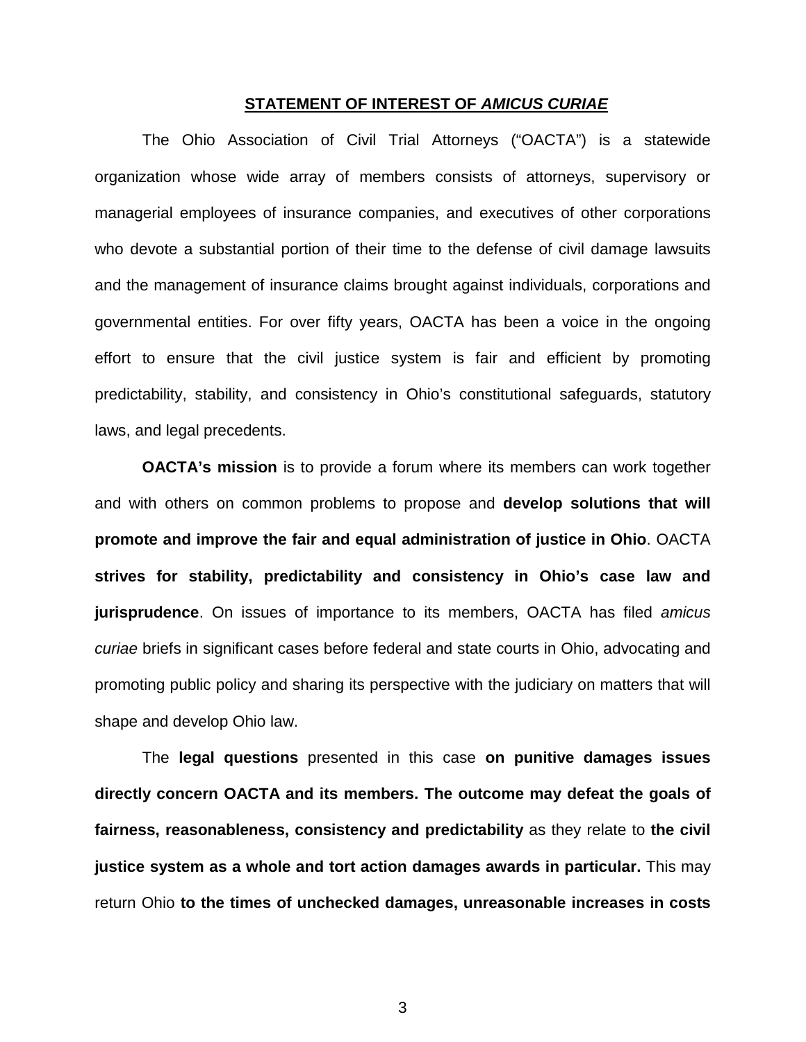## **STATEMENT OF INTEREST OF *AMICUS CURIAE***

The Ohio Association of Civil Trial Attorneys ("OACTA") is a statewide organization whose wide array of members consists of attorneys, supervisory or managerial employees of insurance companies, and executives of other corporations who devote a substantial portion of their time to the defense of civil damage lawsuits and the management of insurance claims brought against individuals, corporations and governmental entities. For over fifty years, OACTA has been a voice in the ongoing effort to ensure that the civil justice system is fair and efficient by promoting predictability, stability, and consistency in Ohio's constitutional safeguards, statutory laws, and legal precedents.

**OACTA's mission** is to provide a forum where its members can work together and with others on common problems to propose and **develop solutions that will promote and improve the fair and equal administration of justice in Ohio**. OACTA **strives for stability, predictability and consistency in Ohio's case law and jurisprudence**. On issues of importance to its members, OACTA has filed *amicus curiae* briefs in significant cases before federal and state courts in Ohio, advocating and promoting public policy and sharing its perspective with the judiciary on matters that will shape and develop Ohio law.

The **legal questions** presented in this case **on punitive damages issues directly concern OACTA and its members. The outcome may defeat the goals of fairness, reasonableness, consistency and predictability** as they relate to **the civil justice system as a whole and tort action damages awards in particular.** This may return Ohio **to the times of unchecked damages, unreasonable increases in costs**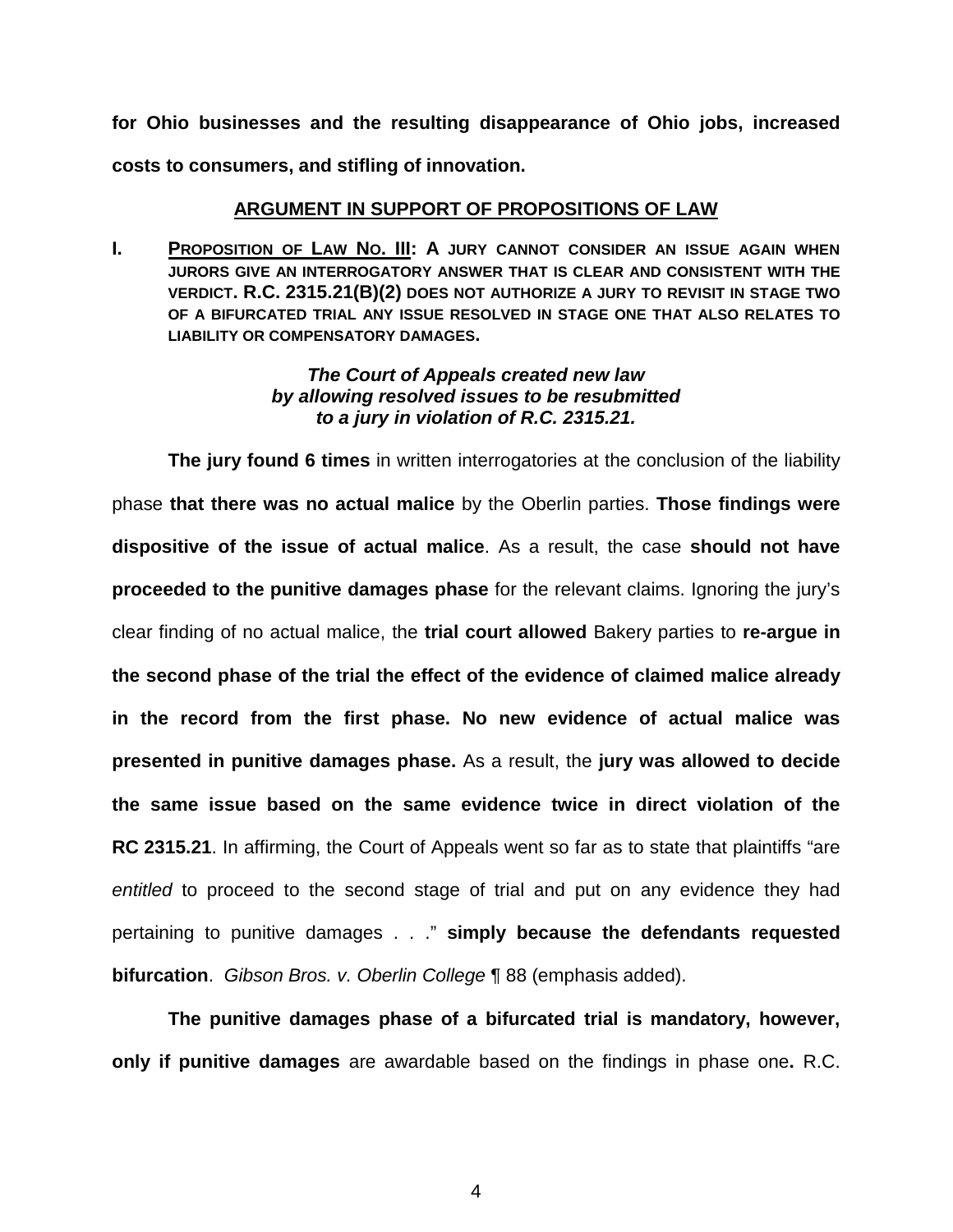**for Ohio businesses and the resulting disappearance of Ohio jobs, increased costs to consumers, and stifling of innovation.**

## ARGUMENT IN SUPPORT OF PROPOSITIONS OF LAW

### I. PROPOSITION OF LAW NO. III: A JURY CANNOT CONSIDER AN ISSUE AGAIN WHEN JURORS GIVE AN INTERROGATORY ANSWER THAT IS CLEAR AND CONSISTENT WITH THE VERDICT. R.C. 2315.21(B)(2) DOES NOT AUTHORIZE A JURY TO REVISIT IN STAGE TWO OF A BIFURCATED TRIAL ANY ISSUE RESOLVED IN STAGE ONE THAT ALSO RELATES TO LIABILITY OR COMPENSATORY DAMAGES.

***The Court of Appeals created new law by allowing resolved issues to be resubmitted to a jury in violation of R.C. 2315.21.***

**The jury found 6 times** in written interrogatories at the conclusion of the liability phase **that there was no actual malice** by the Oberlin parties. **Those findings were dispositive of the issue of actual malice**. As a result, the case **should not have proceeded to the punitive damages phase** for the relevant claims. Ignoring the jury's clear finding of no actual malice, the **trial court allowed** Bakery parties to **re-argue in the second phase of the trial the effect of the evidence of claimed malice already in the record from the first phase. No new evidence of actual malice was presented in punitive damages phase.** As a result, the **jury was allowed to decide the same issue based on the same evidence twice in direct violation of the RC 2315.21**. In affirming, the Court of Appeals went so far as to state that plaintiffs "are *entitled* to proceed to the second stage of trial and put on any evidence they had pertaining to punitive damages . . ." **simply because the defendants requested bifurcation**. *Gibson Bros. v. Oberlin College* ¶ 88 (emphasis added).

**The punitive damages phase of a bifurcated trial is mandatory, however, only if punitive damages** are awardable based on the findings in phase one**.** R.C.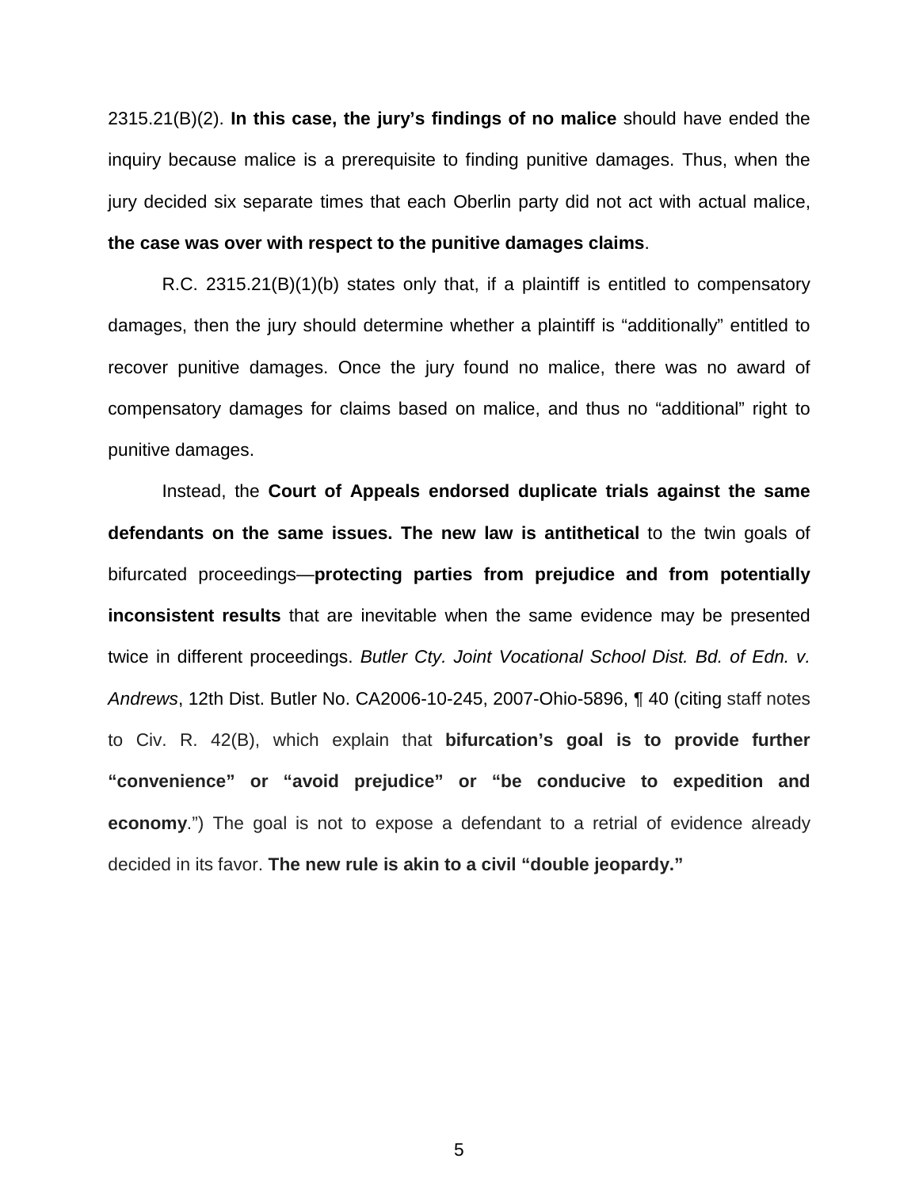2315.21(B)(2). **In this case, the jury's findings of no malice** should have ended the inquiry because malice is a prerequisite to finding punitive damages. Thus, when the jury decided six separate times that each Oberlin party did not act with actual malice, **the case was over with respect to the punitive damages claims**.

R.C. 2315.21(B)(1)(b) states only that, if a plaintiff is entitled to compensatory damages, then the jury should determine whether a plaintiff is "additionally" entitled to recover punitive damages. Once the jury found no malice, there was no award of compensatory damages for claims based on malice, and thus no "additional" right to punitive damages.

Instead, the **Court of Appeals endorsed duplicate trials against the same defendants on the same issues. The new law is antithetical** to the twin goals of bifurcated proceedings—**protecting parties from prejudice and from potentially inconsistent results** that are inevitable when the same evidence may be presented twice in different proceedings. *Butler Cty. Joint Vocational School Dist. Bd. of Edn. v. Andrews*, 12th Dist. Butler No. CA2006-10-245, 2007-Ohio-5896, ¶ 40 (citing staff notes to Civ. R. 42(B), which explain that **bifurcation's goal is to provide further "convenience" or "avoid prejudice" or "be conducive to expedition and economy**.") The goal is not to expose a defendant to a retrial of evidence already decided in its favor. **The new rule is akin to a civil "double jeopardy."**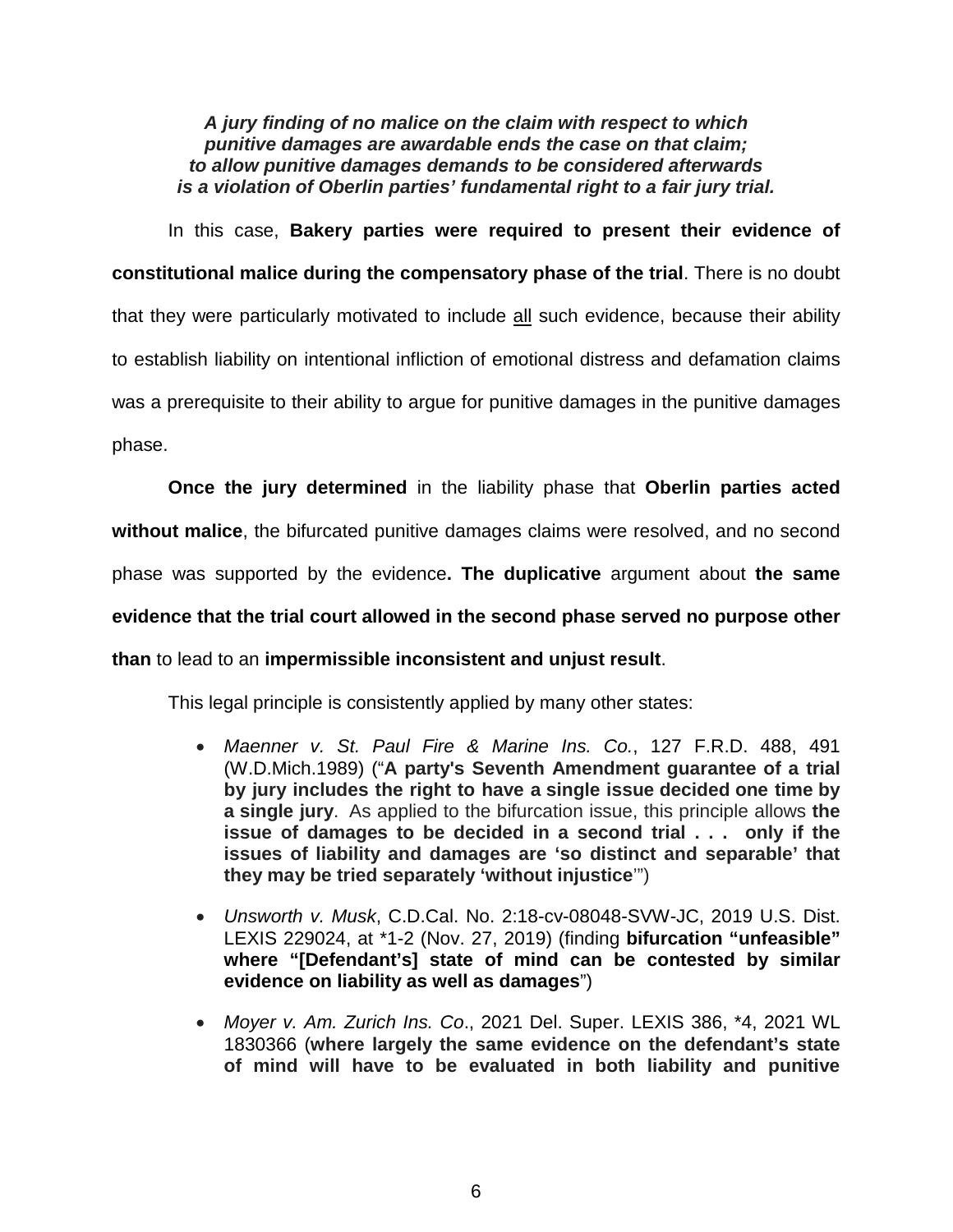***A jury finding of no malice on the claim with respect to which punitive damages are awardable ends the case on that claim; to allow punitive damages demands to be considered afterwards is a violation of Oberlin parties' fundamental right to a fair jury trial.***

In this case, **Bakery parties were required to present their evidence of constitutional malice during the compensatory phase of the trial**. There is no doubt that they were particularly motivated to include <u>all</u> such evidence, because their ability to establish liability on intentional infliction of emotional distress and defamation claims was a prerequisite to their ability to argue for punitive damages in the punitive damages phase.

**Once the jury determined** in the liability phase that **Oberlin parties acted without malice**, the bifurcated punitive damages claims were resolved, and no second phase was supported by the evidence**. The duplicative** argument about **the same evidence that the trial court allowed in the second phase served no purpose other than** to lead to an **impermissible inconsistent and unjust result**.

This legal principle is consistently applied by many other states:

- *Maenner v. St. Paul Fire & Marine Ins. Co.*, 127 F.R.D. 488, 491 (W.D.Mich.1989) ("**A party's Seventh Amendment guarantee of a trial by jury includes the right to have a single issue decided one time by a single jury**. As applied to the bifurcation issue, this principle allows **the issue of damages to be decided in a second trial . . . only if the issues of liability and damages are 'so distinct and separable' that they may be tried separately 'without injustice**'")
- *Unsworth v. Musk*, C.D.Cal. No. 2:18-cv-08048-SVW-JC, 2019 U.S. Dist. LEXIS 229024, at *1-2 (Nov. 27, 2019) (finding **bifurcation "unfeasible" where "[Defendant's] state of mind can be contested by similar evidence on liability as well as damages**")
- *Moyer v. Am. Zurich Ins. Co*., 2021 Del. Super. LEXIS 386, *4, 2021 WL 1830366 (**where largely the same evidence on the defendant's state of mind will have to be evaluated in both liability and punitive**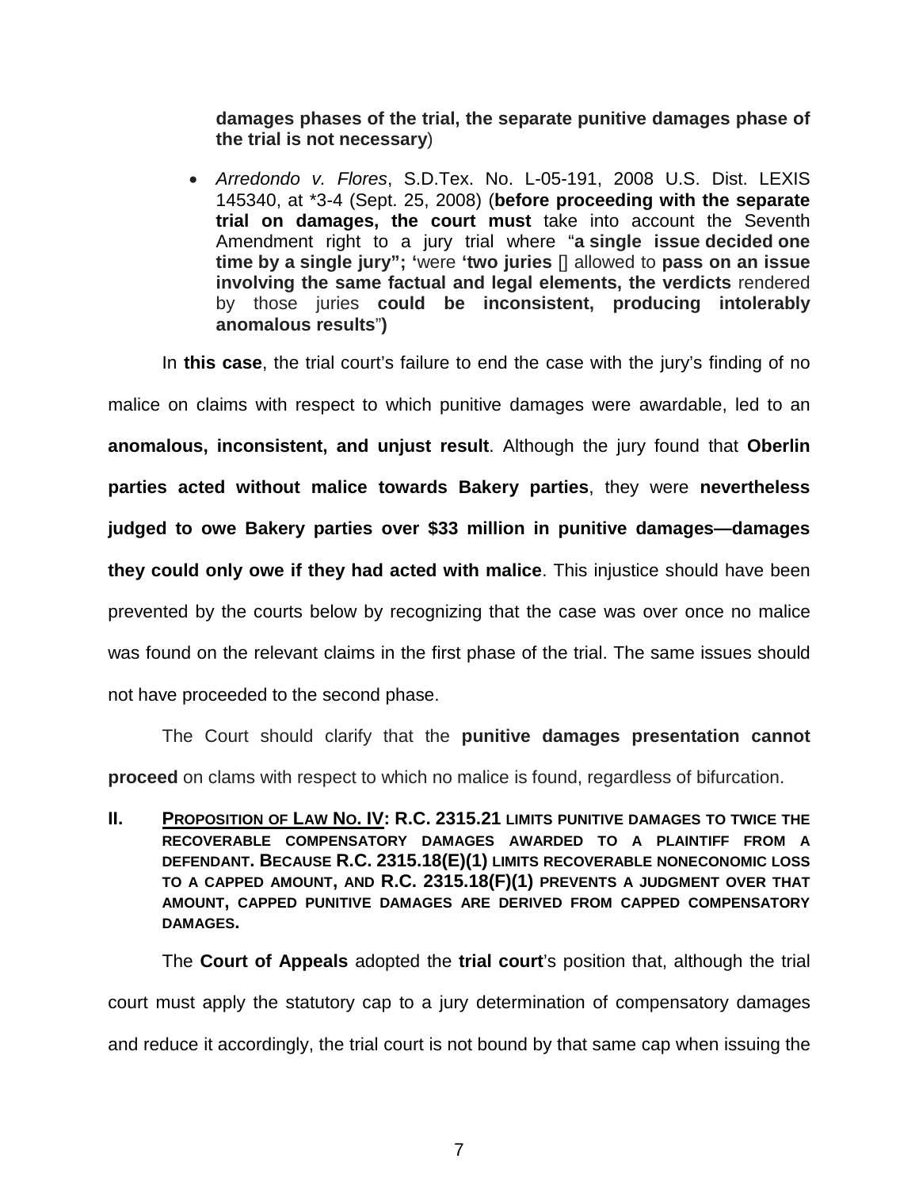**damages phases of the trial, the separate punitive damages phase of the trial is not necessary**)

- *Arredondo v. Flores*, S.D.Tex. No. L-05-191, 2008 U.S. Dist. LEXIS 145340, at *3-4 (Sept. 25, 2008) (**before proceeding with the separate trial on damages, the court must** take into account the Seventh Amendment right to a jury trial where "**a single issue decided one time by a single jury"; '**were **'two juries []** allowed to **pass on an issue involving the same factual and legal elements, the verdicts** rendered by those juries **could be inconsistent, producing intolerably anomalous results**"**)**

In **this case**, the trial court's failure to end the case with the jury's finding of no malice on claims with respect to which punitive damages were awardable, led to an **anomalous, inconsistent, and unjust result**. Although the jury found that **Oberlin parties acted without malice towards Bakery parties**, they were **nevertheless judged to owe Bakery parties over $33 million in punitive damages—damages they could only owe if they had acted with malice**. This injustice should have been prevented by the courts below by recognizing that the case was over once no malice was found on the relevant claims in the first phase of the trial. The same issues should not have proceeded to the second phase.

The Court should clarify that the **punitive damages presentation cannot proceed** on clams with respect to which no malice is found, regardless of bifurcation.

## II. <u>PROPOSITION OF LAW NO. IV</u>: R.C. 2315.21 LIMITS PUNITIVE DAMAGES TO TWICE THE RECOVERABLE COMPENSATORY DAMAGES AWARDED TO A PLAINTIFF FROM A DEFENDANT. BECAUSE R.C. 2315.18(E)(1) LIMITS RECOVERABLE NONECONOMIC LOSS TO A CAPPED AMOUNT, AND R.C. 2315.18(F)(1) PREVENTS A JUDGMENT OVER THAT AMOUNT, CAPPED PUNITIVE DAMAGES ARE DERIVED FROM CAPPED COMPENSATORY DAMAGES.

The **Court of Appeals** adopted the **trial court**'s position that, although the trial court must apply the statutory cap to a jury determination of compensatory damages and reduce it accordingly, the trial court is not bound by that same cap when issuing the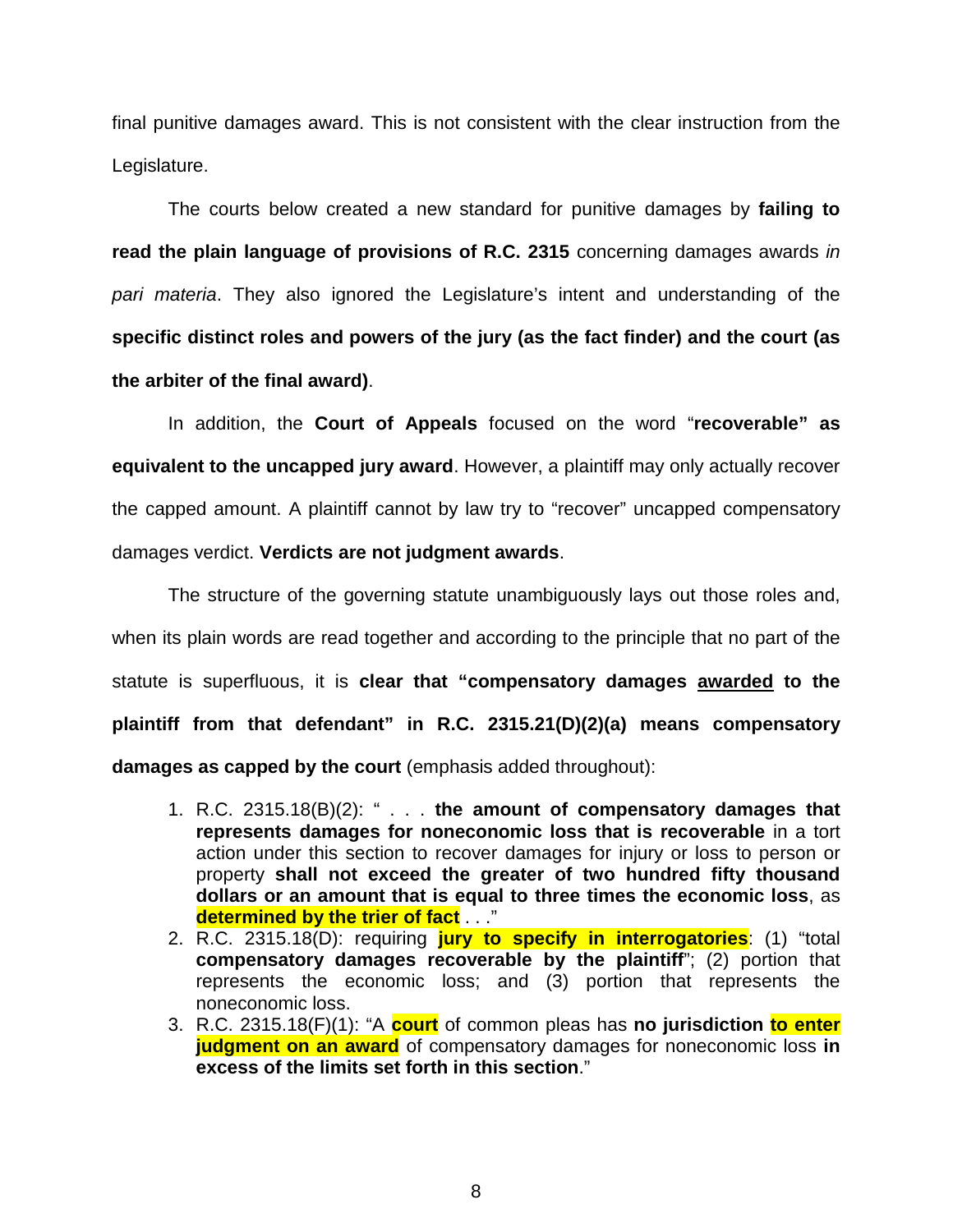final punitive damages award. This is not consistent with the clear instruction from the Legislature.

The courts below created a new standard for punitive damages by **failing to read the plain language of provisions of R.C. 2315** concerning damages awards *in pari materia*. They also ignored the Legislature's intent and understanding of the **specific distinct roles and powers of the jury (as the fact finder) and the court (as the arbiter of the final award)**.

In addition, the **Court of Appeals** focused on the word "**recoverable" as equivalent to the uncapped jury award**. However, a plaintiff may only actually recover the capped amount. A plaintiff cannot by law try to "recover" uncapped compensatory damages verdict. **Verdicts are not judgment awards**.

The structure of the governing statute unambiguously lays out those roles and, when its plain words are read together and according to the principle that no part of the statute is superfluous, it is **clear that "compensatory damages <u>awarded</u> to the plaintiff from that defendant" in R.C. 2315.21(D)(2)(a) means compensatory damages as capped by the court** (emphasis added throughout):

1. R.C. 2315.18(B)(2): " . . . **the amount of compensatory damages that represents damages for noneconomic loss that is recoverable** in a tort action under this section to recover damages for injury or loss to person or property **shall not exceed the greater of two hundred fifty thousand dollars or an amount that is equal to three times the economic loss**, as **determined by the trier of fact** . . ."
2. R.C. 2315.18(D): requiring **jury to specify in interrogatories**: (1) "total **compensatory damages recoverable by the plaintiff**"; (2) portion that represents the economic loss; and (3) portion that represents the noneconomic loss.
3. R.C. 2315.18(F)(1): "A **court** of common pleas has **no jurisdiction to enter judgment on an award** of compensatory damages for noneconomic loss **in excess of the limits set forth in this section**."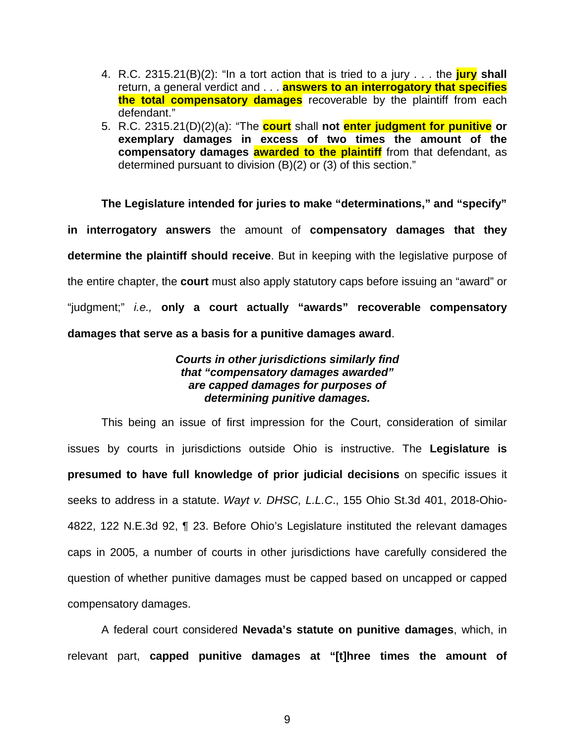4. R.C. 2315.21(B)(2): "In a tort action that is tried to a jury . . . the **jury shall** return, a general verdict and . . . **answers to an interrogatory that specifies the total compensatory damages** recoverable by the plaintiff from each defendant."
5. R.C. 2315.21(D)(2)(a): "The **court** shall **not enter judgment for punitive or exemplary damages in excess of two times the amount of the compensatory damages awarded to the plaintiff** from that defendant, as determined pursuant to division (B)(2) or (3) of this section."

**The Legislature intended for juries to make "determinations," and "specify" in interrogatory answers** the amount of **compensatory damages that they determine the plaintiff should receive**. But in keeping with the legislative purpose of the entire chapter, the **court** must also apply statutory caps before issuing an "award" or "judgment;" *i.e.,* **only a court actually "awards" recoverable compensatory damages that serve as a basis for a punitive damages award**.

***Courts in other jurisdictions similarly find that "compensatory damages awarded" are capped damages for purposes of determining punitive damages.***

This being an issue of first impression for the Court, consideration of similar issues by courts in jurisdictions outside Ohio is instructive. The **Legislature is presumed to have full knowledge of prior judicial decisions** on specific issues it seeks to address in a statute. *Wayt v. DHSC, L.L.C*., 155 Ohio St.3d 401, 2018-Ohio-4822, 122 N.E.3d 92, ¶ 23. Before Ohio's Legislature instituted the relevant damages caps in 2005, a number of courts in other jurisdictions have carefully considered the question of whether punitive damages must be capped based on uncapped or capped compensatory damages.

A federal court considered **Nevada's statute on punitive damages**, which, in relevant part, **capped punitive damages at "[t]hree times the amount of**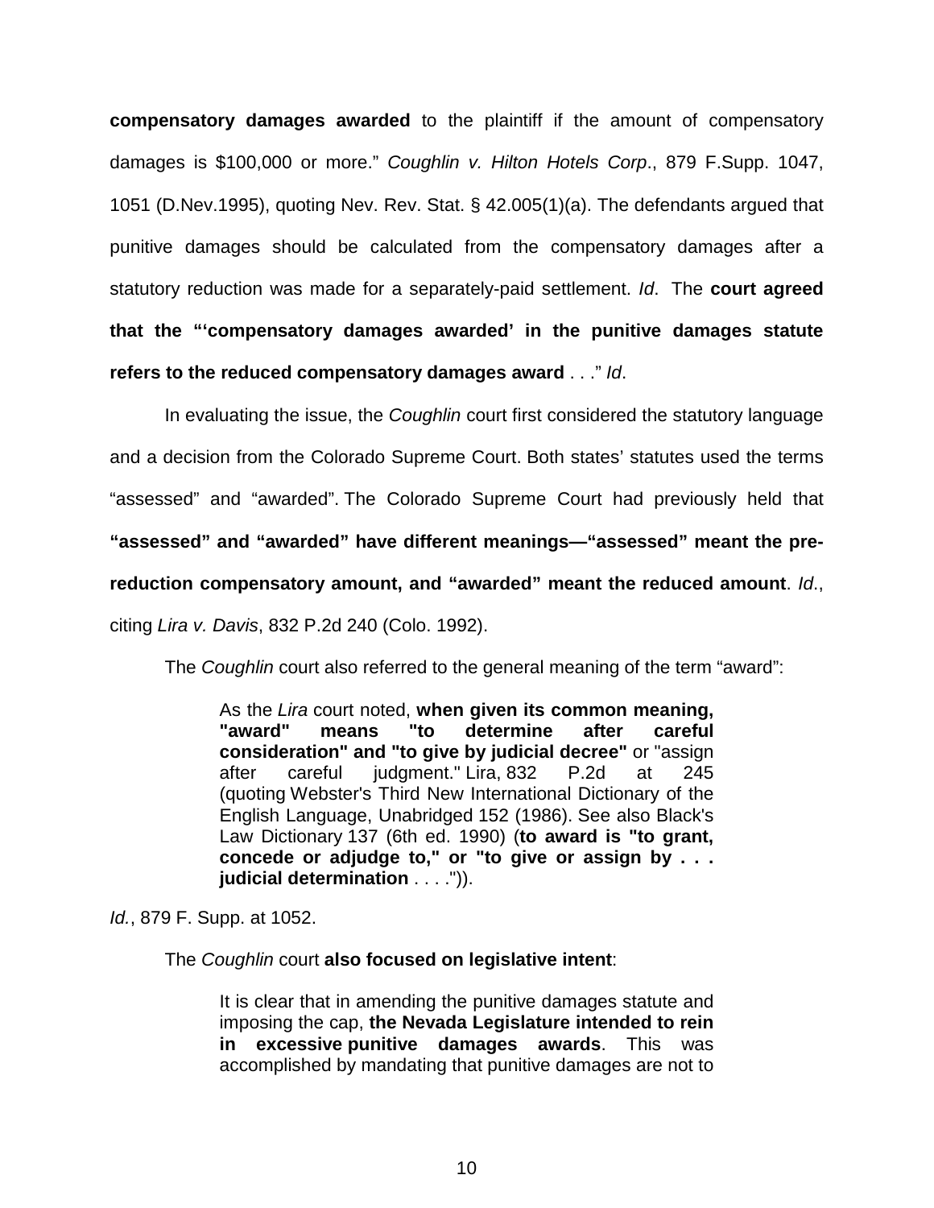**compensatory damages awarded** to the plaintiff if the amount of compensatory damages is $100,000 or more." *Coughlin v. Hilton Hotels Corp*., 879 F.Supp. 1047, 1051 (D.Nev.1995), quoting Nev. Rev. Stat. § 42.005(1)(a). The defendants argued that punitive damages should be calculated from the compensatory damages after a statutory reduction was made for a separately-paid settlement. *Id*. The **court agreed that the "'compensatory damages awarded' in the punitive damages statute refers to the reduced compensatory damages award** . . ." *Id*.

In evaluating the issue, the *Coughlin* court first considered the statutory language and a decision from the Colorado Supreme Court. Both states' statutes used the terms "assessed" and "awarded". The Colorado Supreme Court had previously held that **"assessed" and "awarded" have different meanings—"assessed" meant the pre-reduction compensatory amount, and "awarded" meant the reduced amount**. *Id*., citing *Lira v. Davis*, 832 P.2d 240 (Colo. 1992).

The *Coughlin* court also referred to the general meaning of the term "award":

> As the *Lira* court noted, **when given its common meaning, "award" means "to determine after careful consideration" and "to give by judicial decree"** or "assign after careful judgment." Lira, 832 P.2d at 245 (quoting Webster's Third New International Dictionary of the English Language, Unabridged 152 (1986). See also Black's Law Dictionary 137 (6th ed. 1990) (**to award is "to grant, concede or adjudge to," or "to give or assign by . . . judicial determination** . . . .")).

*Id.*, 879 F. Supp. at 1052.

The *Coughlin* court **also focused on legislative intent**:

> It is clear that in amending the punitive damages statute and imposing the cap, **the Nevada Legislature intended to rein in excessive punitive damages awards**. This was accomplished by mandating that punitive damages are not to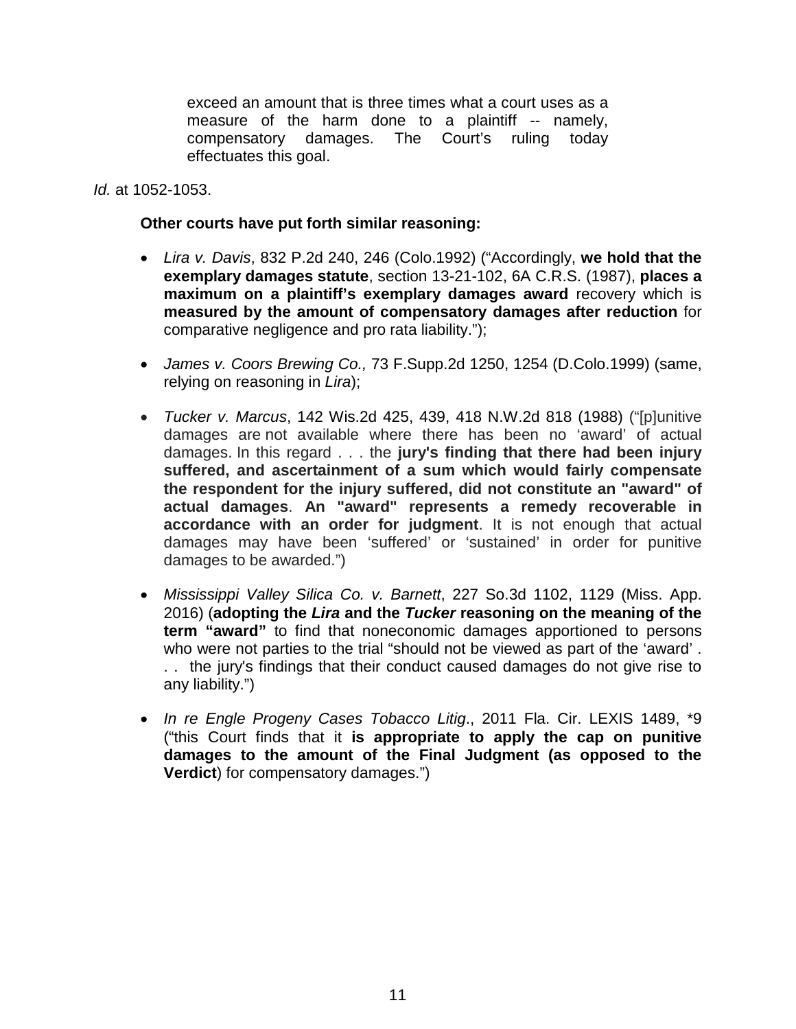> exceed an amount that is three times what a court uses as a measure of the harm done to a plaintiff -- namely, compensatory damages. The Court's ruling today effectuates this goal.

*Id.* at 1052-1053.

**Other courts have put forth similar reasoning:**

- *Lira v. Davis*, 832 P.2d 240, 246 (Colo.1992) ("Accordingly, **we hold that the exemplary damages statute**, section 13-21-102, 6A C.R.S. (1987), **places a maximum on a plaintiff's exemplary damages award** recovery which is **measured by the amount of compensatory damages after reduction** for comparative negligence and pro rata liability.");

- *James v. Coors Brewing Co.,* 73 F.Supp.2d 1250, 1254 (D.Colo.1999) (same, relying on reasoning in *Lira*);

- *Tucker v. Marcus*, 142 Wis.2d 425, 439, 418 N.W.2d 818 (1988) ("[p]unitive damages are not available where there has been no 'award' of actual damages. In this regard . . . the **jury's finding that there had been injury suffered, and ascertainment of a sum which would fairly compensate the respondent for the injury suffered, did not constitute an "award" of actual damages**. **An "award" represents a remedy recoverable in accordance with an order for judgment**. It is not enough that actual damages may have been 'suffered' or 'sustained' in order for punitive damages to be awarded.")

- *Mississippi Valley Silica Co. v. Barnett*, 227 So.3d 1102, 1129 (Miss. App. 2016) (**adopting the *Lira* and the *Tucker* reasoning on the meaning of the term "award"** to find that noneconomic damages apportioned to persons who were not parties to the trial "should not be viewed as part of the 'award' . . . the jury's findings that their conduct caused damages do not give rise to any liability.")

- *In re Engle Progeny Cases Tobacco Litig*., 2011 Fla. Cir. LEXIS 1489, *9 ("this Court finds that it **is appropriate to apply the cap on punitive damages to the amount of the Final Judgment (as opposed to the Verdict**) for compensatory damages.")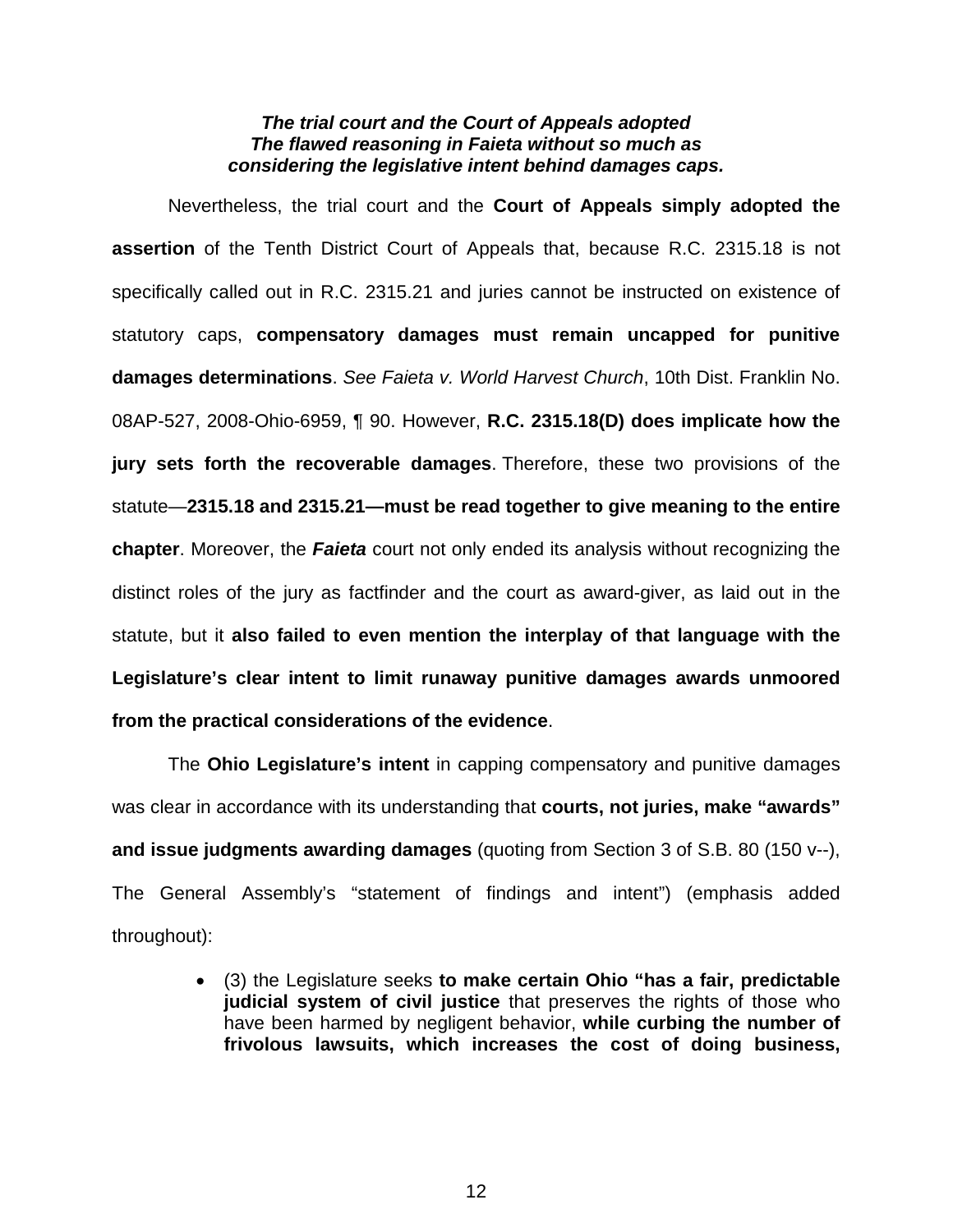***The trial court and the Court of Appeals adopted The flawed reasoning in Faieta without so much as considering the legislative intent behind damages caps.***

Nevertheless, the trial court and the **Court of Appeals simply adopted the assertion** of the Tenth District Court of Appeals that, because R.C. 2315.18 is not specifically called out in R.C. 2315.21 and juries cannot be instructed on existence of statutory caps, **compensatory damages must remain uncapped for punitive damages determinations**. *See Faieta v. World Harvest Church*, 10th Dist. Franklin No. 08AP-527, 2008-Ohio-6959, ¶ 90. However, **R.C. 2315.18(D) does implicate how the jury sets forth the recoverable damages**. Therefore, these two provisions of the statute—**2315.18 and 2315.21—must be read together to give meaning to the entire chapter**. Moreover, the ***Faieta*** court not only ended its analysis without recognizing the distinct roles of the jury as factfinder and the court as award-giver, as laid out in the statute, but it **also failed to even mention the interplay of that language with the Legislature's clear intent to limit runaway punitive damages awards unmoored from the practical considerations of the evidence**.

The **Ohio Legislature's intent** in capping compensatory and punitive damages was clear in accordance with its understanding that **courts, not juries, make "awards" and issue judgments awarding damages** (quoting from Section 3 of S.B. 80 (150 v--), The General Assembly's "statement of findings and intent") (emphasis added throughout):

- (3) the Legislature seeks **to make certain Ohio "has a fair, predictable judicial system of civil justice** that preserves the rights of those who have been harmed by negligent behavior, **while curbing the number of frivolous lawsuits, which increases the cost of doing business,**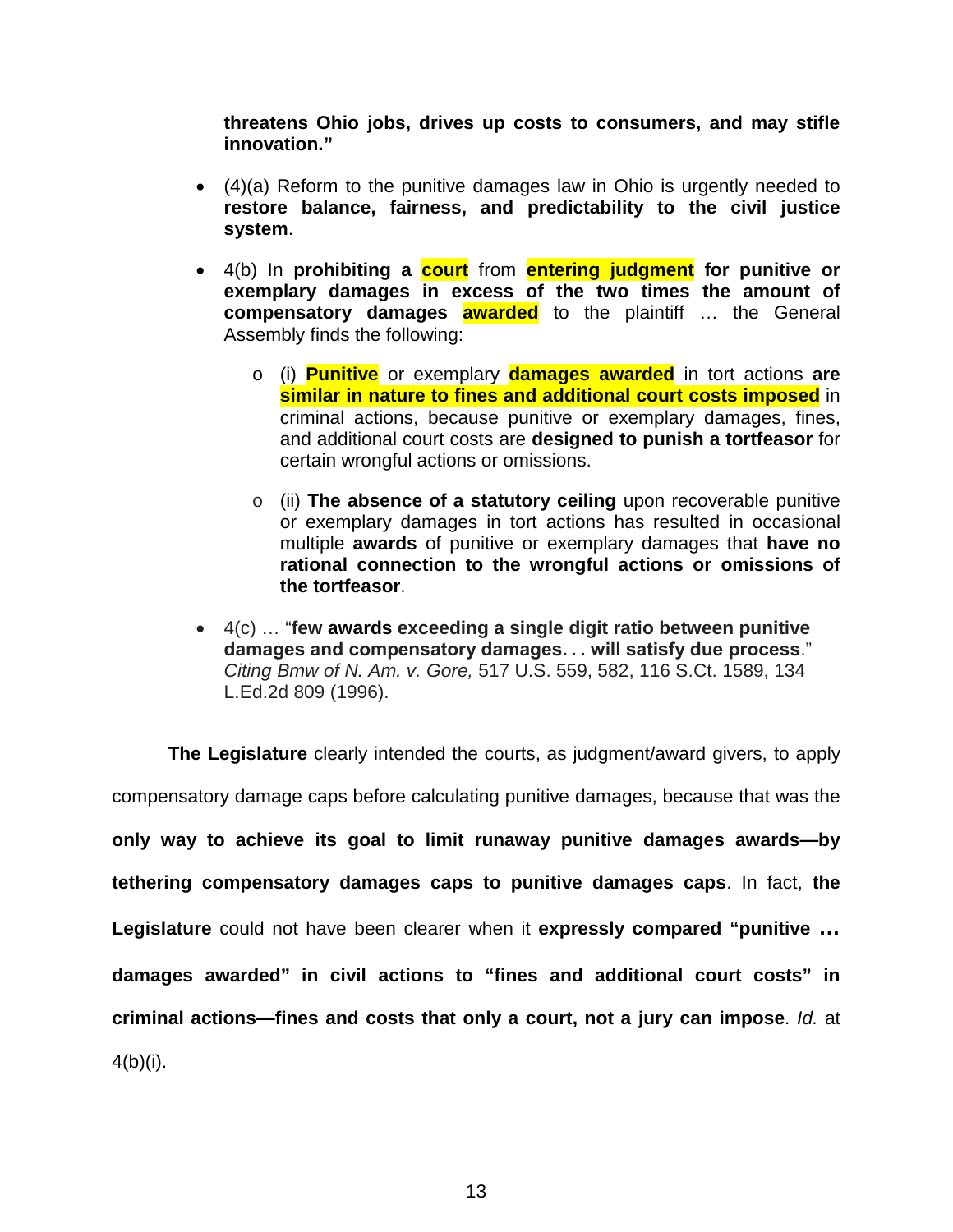**threatens Ohio jobs, drives up costs to consumers, and may stifle innovation."**

- (4)(a) Reform to the punitive damages law in Ohio is urgently needed to **restore balance, fairness, and predictability to the civil justice system**.

- 4(b) In **prohibiting a court** from **entering judgment for punitive or exemplary damages in excess of the two times the amount of compensatory damages awarded** to the plaintiff … the General Assembly finds the following:

  - (i) **Punitive** or exemplary **damages awarded** in tort actions **are similar in nature to fines and additional court costs imposed** in criminal actions, because punitive or exemplary damages, fines, and additional court costs are **designed to punish a tortfeasor** for certain wrongful actions or omissions.

  - (ii) **The absence of a statutory ceiling** upon recoverable punitive or exemplary damages in tort actions has resulted in occasional multiple **awards** of punitive or exemplary damages that **have no rational connection to the wrongful actions or omissions of the tortfeasor**.

- 4(c) … "**few awards exceeding a single digit ratio between punitive damages and compensatory damages. . . will satisfy due process**." *Citing Bmw of N. Am. v. Gore,* 517 U.S. 559, 582, 116 S.Ct. 1589, 134 L.Ed.2d 809 (1996).

**The Legislature** clearly intended the courts, as judgment/award givers, to apply compensatory damage caps before calculating punitive damages, because that was the **only way to achieve its goal to limit runaway punitive damages awards—by tethering compensatory damages caps to punitive damages caps**. In fact, **the Legislature** could not have been clearer when it **expressly compared "punitive … damages awarded" in civil actions to "fines and additional court costs" in criminal actions—fines and costs that only a court, not a jury can impose**. *Id.* at 4(b)(i).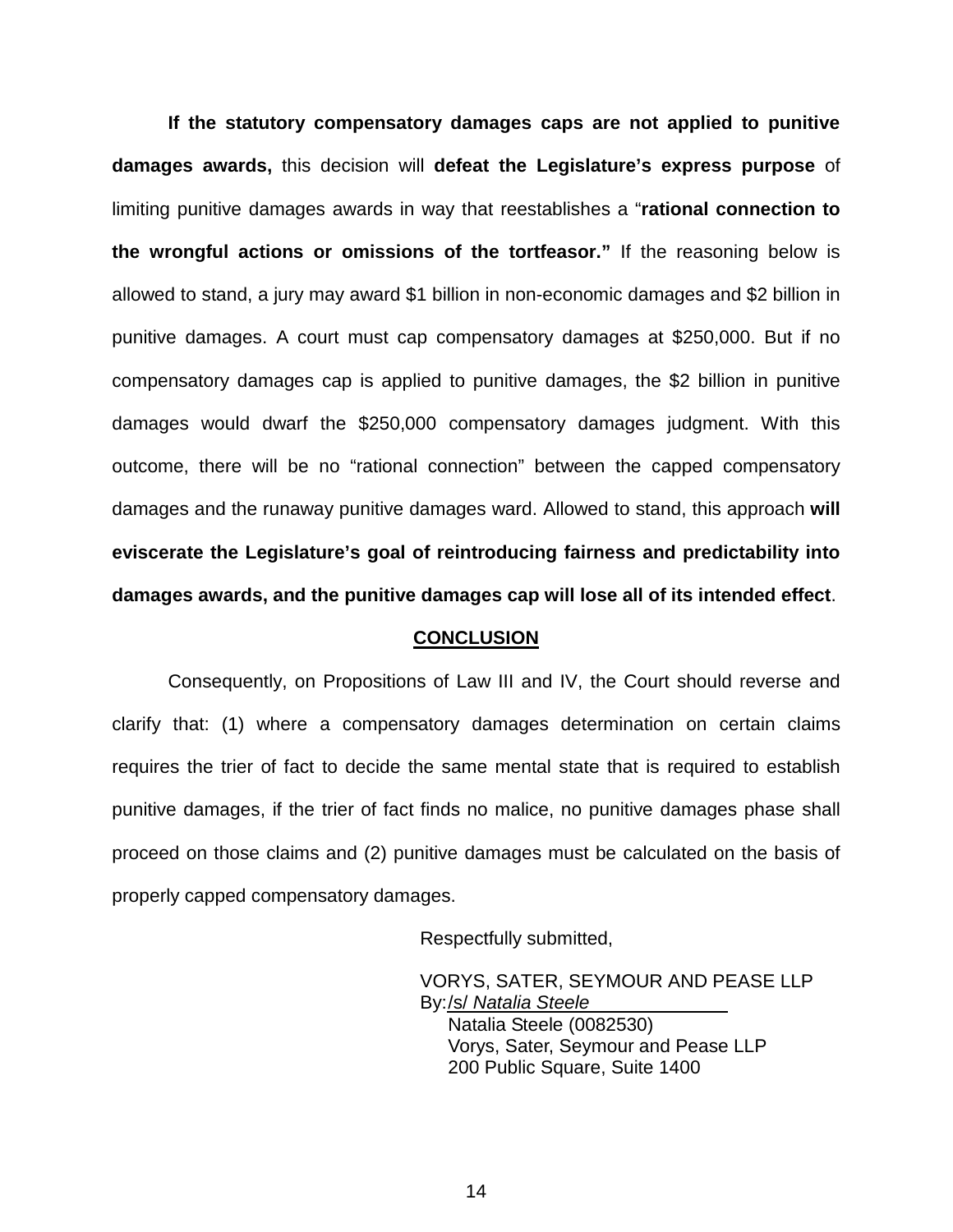**If the statutory compensatory damages caps are not applied to punitive damages awards,** this decision will **defeat the Legislature's express purpose** of limiting punitive damages awards in way that reestablishes a "**rational connection to the wrongful actions or omissions of the tortfeasor."** If the reasoning below is allowed to stand, a jury may award $1 billion in non-economic damages and $2 billion in punitive damages. A court must cap compensatory damages at $250,000. But if no compensatory damages cap is applied to punitive damages, the $2 billion in punitive damages would dwarf the $250,000 compensatory damages judgment. With this outcome, there will be no "rational connection" between the capped compensatory damages and the runaway punitive damages ward. Allowed to stand, this approach **will eviscerate the Legislature's goal of reintroducing fairness and predictability into damages awards, and the punitive damages cap will lose all of its intended effect**.

## CONCLUSION

Consequently, on Propositions of Law III and IV, the Court should reverse and clarify that: (1) where a compensatory damages determination on certain claims requires the trier of fact to decide the same mental state that is required to establish punitive damages, if the trier of fact finds no malice, no punitive damages phase shall proceed on those claims and (2) punitive damages must be calculated on the basis of properly capped compensatory damages.

Respectfully submitted,

VORYS, SATER, SEYMOUR AND PEASE LLP
By: /s/ *Natalia Steele*
Natalia Steele (0082530)
Vorys, Sater, Seymour and Pease LLP
200 Public Square, Suite 1400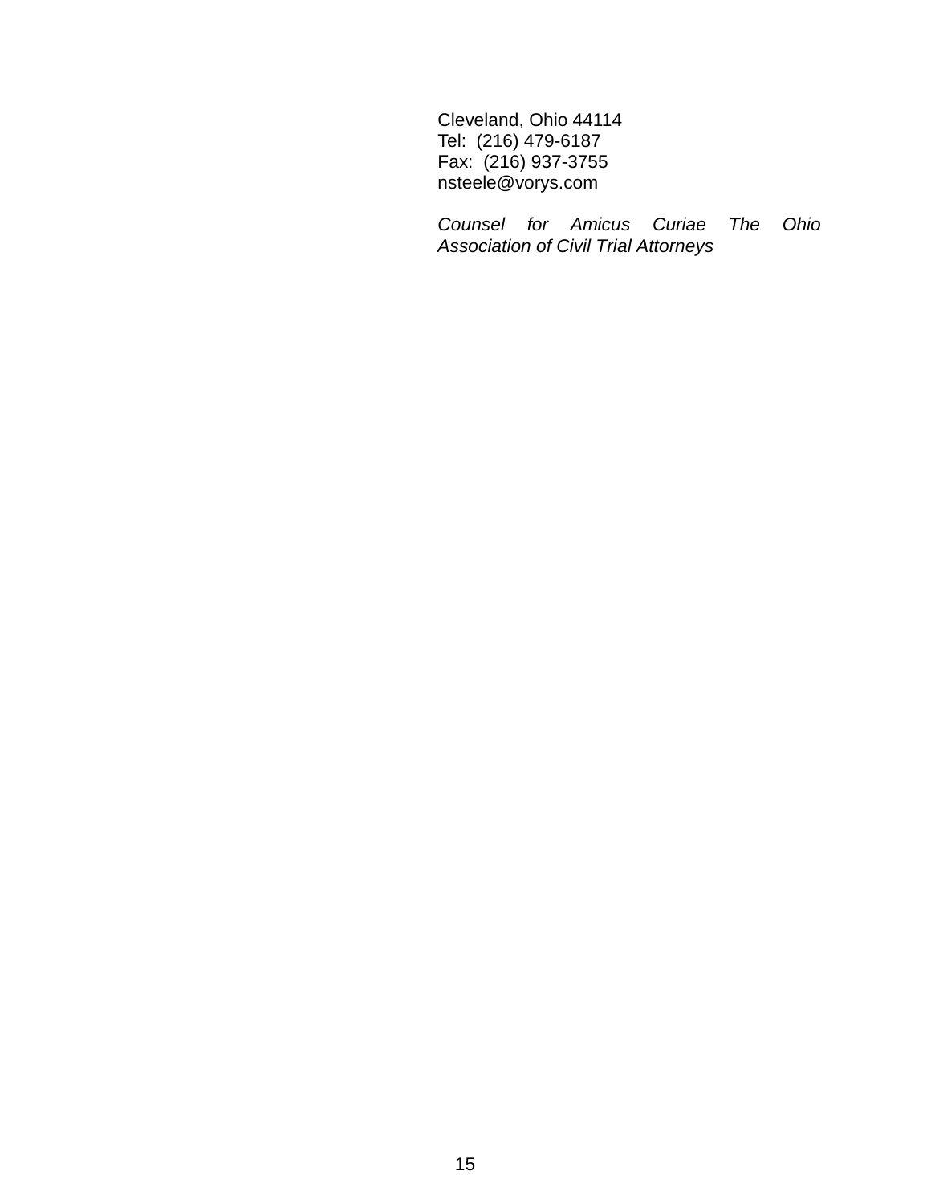Cleveland, Ohio 44114
Tel: (216) 479-6187
Fax: (216) 937-3755
nsteele@vorys.com

*Counsel for Amicus Curiae The Ohio Association of Civil Trial Attorneys*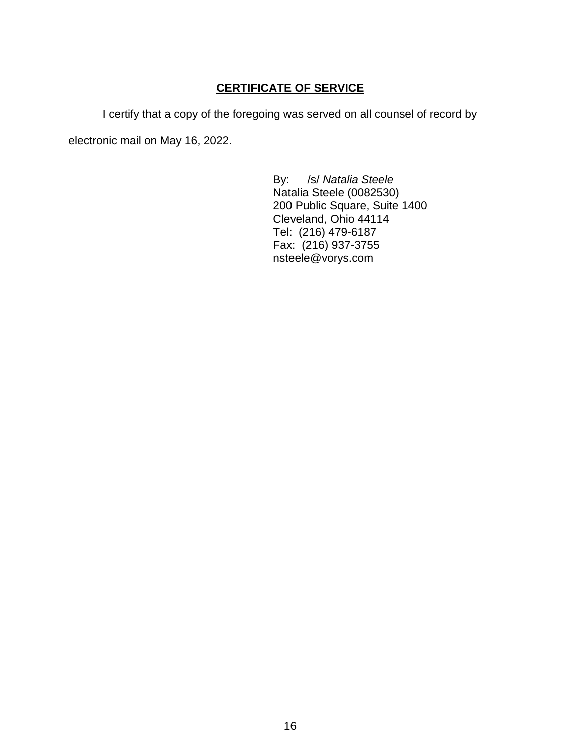## **CERTIFICATE OF SERVICE**

I certify that a copy of the foregoing was served on all counsel of record by electronic mail on May 16, 2022.

By: /s/ *Natalia Steele*
Natalia Steele (0082530)
200 Public Square, Suite 1400
Cleveland, Ohio 44114
Tel: (216) 479-6187
Fax: (216) 937-3755
nsteele@vorys.com